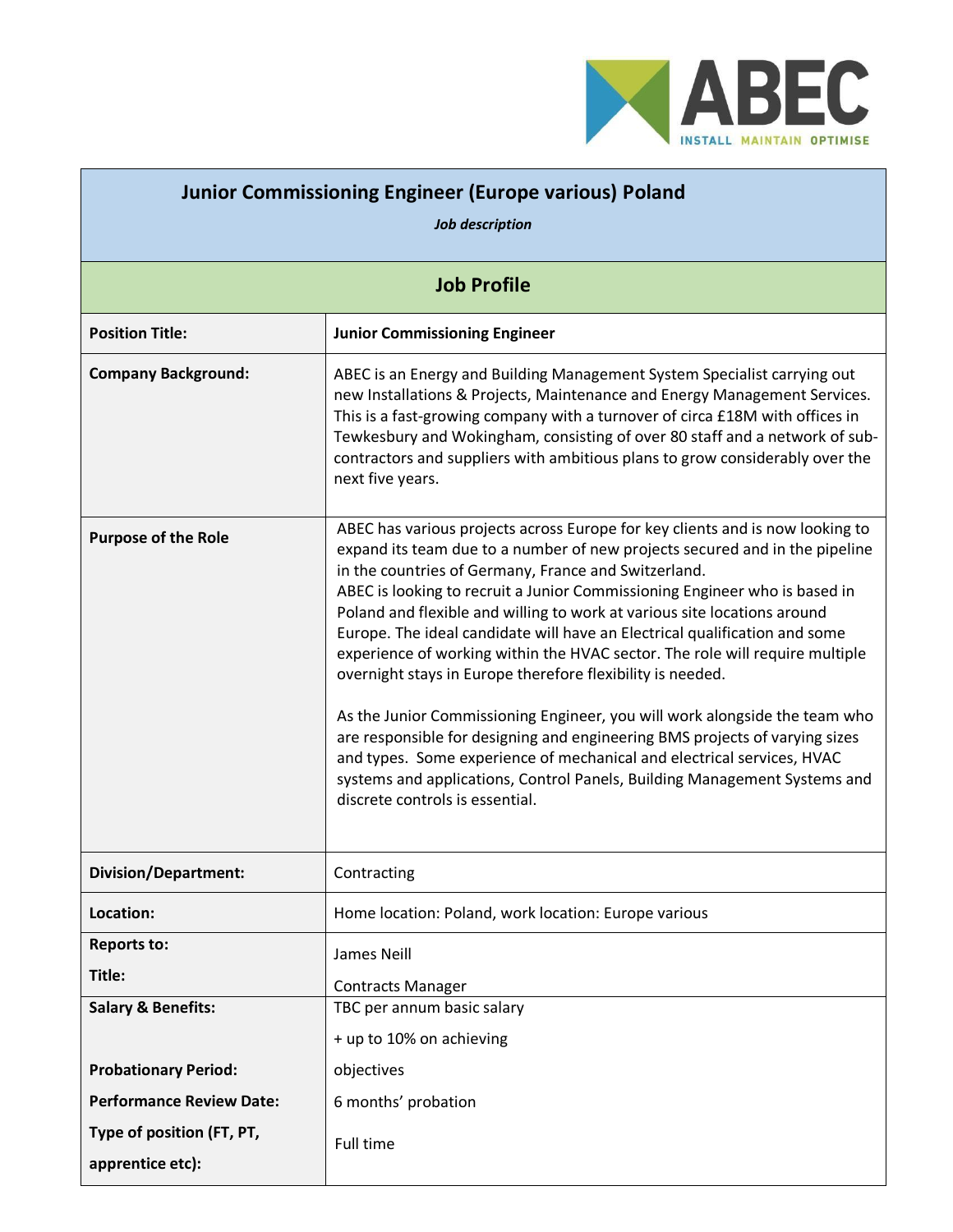# Junior Commissioning Engineer (Europe various) Poland

***Job description***

## Job Profile

| | |
|---|---|
| **Position Title:** | **Junior Commissioning Engineer** |
| **Company Background:** | ABEC is an Energy and Building Management System Specialist carrying out new Installations & Projects, Maintenance and Energy Management Services. This is a fast-growing company with a turnover of circa £18M with offices in Tewkesbury and Wokingham, consisting of over 80 staff and a network of sub-contractors and suppliers with ambitious plans to grow considerably over the next five years. |
| **Purpose of the Role** | ABEC has various projects across Europe for key clients and is now looking to expand its team due to a number of new projects secured and in the pipeline in the countries of Germany, France and Switzerland.<br>ABEC is looking to recruit a Junior Commissioning Engineer who is based in Poland and flexible and willing to work at various site locations around Europe. The ideal candidate will have an Electrical qualification and some experience of working within the HVAC sector. The role will require multiple overnight stays in Europe therefore flexibility is needed.<br><br>As the Junior Commissioning Engineer, you will work alongside the team who are responsible for designing and engineering BMS projects of varying sizes and types. Some experience of mechanical and electrical services, HVAC systems and applications, Control Panels, Building Management Systems and discrete controls is essential. |
| **Division/Department:** | Contracting |
| **Location:** | Home location: Poland, work location: Europe various |
| **Reports to:**<br>**Title:** | James Neill<br>Contracts Manager |
| **Salary & Benefits:**<br><br>**Probationary Period:**<br>**Performance Review Date:**<br>**Type of position (FT, PT, apprentice etc):** | TBC per annum basic salary<br>+ up to 10% on achieving<br>objectives<br>6 months' probation<br>Full time |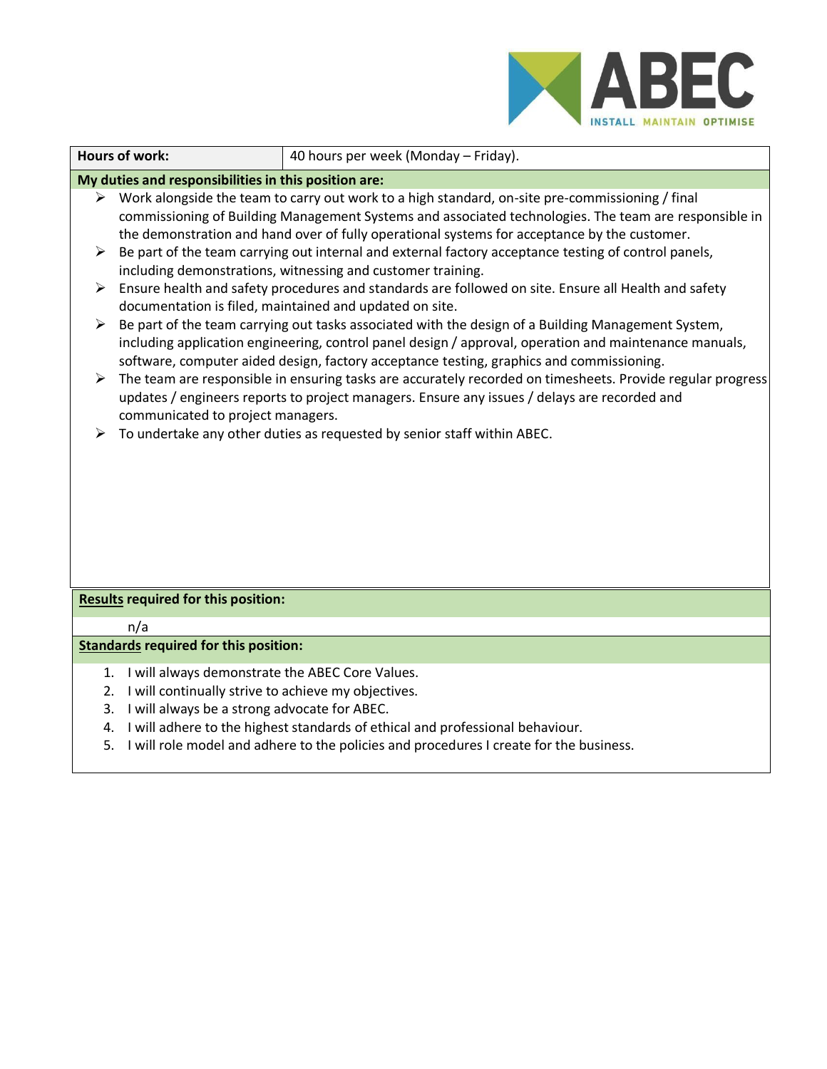| Hours of work: | 40 hours per week (Monday – Friday). |
|---|---|

**My duties and responsibilities in this position are:**

- Work alongside the team to carry out work to a high standard, on-site pre-commissioning / final commissioning of Building Management Systems and associated technologies. The team are responsible in the demonstration and hand over of fully operational systems for acceptance by the customer.
- Be part of the team carrying out internal and external factory acceptance testing of control panels, including demonstrations, witnessing and customer training.
- Ensure health and safety procedures and standards are followed on site. Ensure all Health and safety documentation is filed, maintained and updated on site.
- Be part of the team carrying out tasks associated with the design of a Building Management System, including application engineering, control panel design / approval, operation and maintenance manuals, software, computer aided design, factory acceptance testing, graphics and commissioning.
- The team are responsible in ensuring tasks are accurately recorded on timesheets. Provide regular progress updates / engineers reports to project managers. Ensure any issues / delays are recorded and communicated to project managers.
- To undertake any other duties as requested by senior staff within ABEC.

**Results required for this position:**

n/a

**Standards required for this position:**

1. I will always demonstrate the ABEC Core Values.
2. I will continually strive to achieve my objectives.
3. I will always be a strong advocate for ABEC.
4. I will adhere to the highest standards of ethical and professional behaviour.
5. I will role model and adhere to the policies and procedures I create for the business.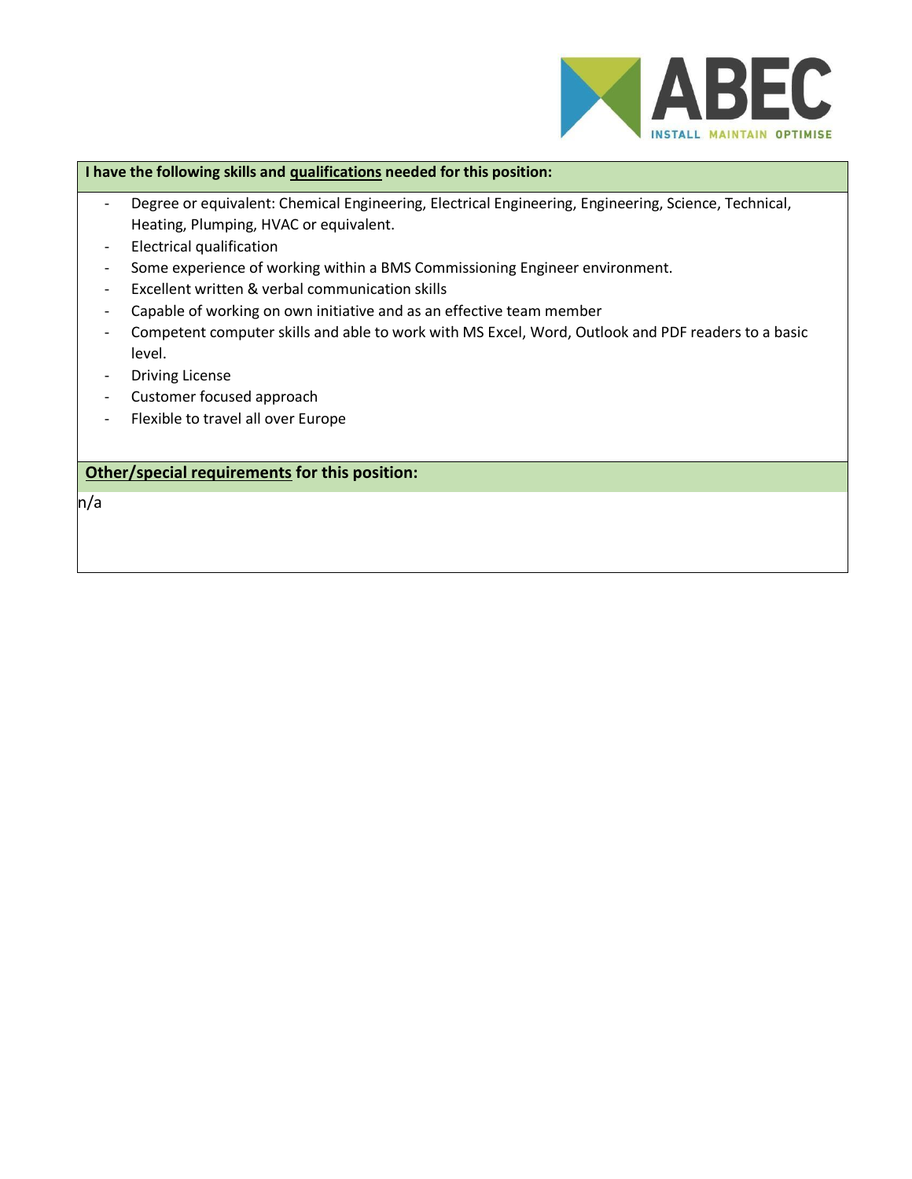**I have the following skills and qualifications needed for this position:**

- Degree or equivalent: Chemical Engineering, Electrical Engineering, Engineering, Science, Technical, Heating, Plumping, HVAC or equivalent.
- Electrical qualification
- Some experience of working within a BMS Commissioning Engineer environment.
- Excellent written & verbal communication skills
- Capable of working on own initiative and as an effective team member
- Competent computer skills and able to work with MS Excel, Word, Outlook and PDF readers to a basic level.
- Driving License
- Customer focused approach
- Flexible to travel all over Europe

**Other/special requirements for this position:**

n/a